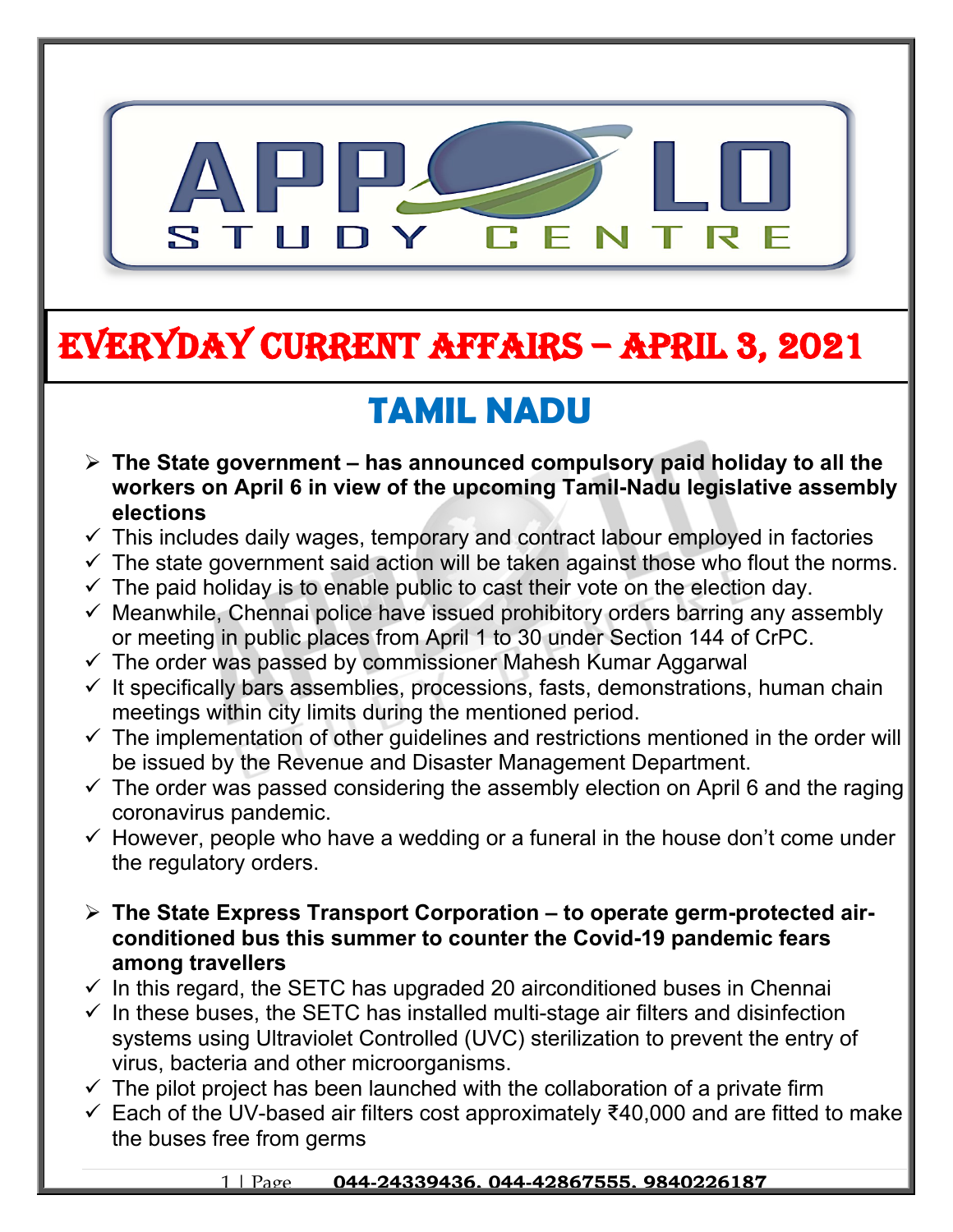# EVERYDAY CURRENT AFFAIRS – APRIL 3, 2021

## TAMIL NADU

- **The State government – has announced compulsory paid holiday to all the workers on April 6 in view of the upcoming Tamil-Nadu legislative assembly elections**
  - ✓ This includes daily wages, temporary and contract labour employed in factories
  - ✓ The state government said action will be taken against those who flout the norms.
  - ✓ The paid holiday is to enable public to cast their vote on the election day.
  - ✓ Meanwhile, Chennai police have issued prohibitory orders barring any assembly or meeting in public places from April 1 to 30 under Section 144 of CrPC.
  - ✓ The order was passed by commissioner Mahesh Kumar Aggarwal
  - ✓ It specifically bars assemblies, processions, fasts, demonstrations, human chain meetings within city limits during the mentioned period.
  - ✓ The implementation of other guidelines and restrictions mentioned in the order will be issued by the Revenue and Disaster Management Department.
  - ✓ The order was passed considering the assembly election on April 6 and the raging coronavirus pandemic.
  - ✓ However, people who have a wedding or a funeral in the house don't come under the regulatory orders.

- **The State Express Transport Corporation – to operate germ-protected air-conditioned bus this summer to counter the Covid-19 pandemic fears among travellers**
  - ✓ In this regard, the SETC has upgraded 20 airconditioned buses in Chennai
  - ✓ In these buses, the SETC has installed multi-stage air filters and disinfection systems using Ultraviolet Controlled (UVC) sterilization to prevent the entry of virus, bacteria and other microorganisms.
  - ✓ The pilot project has been launched with the collaboration of a private firm
  - ✓ Each of the UV-based air filters cost approximately ₹40,000 and are fitted to make the buses free from germs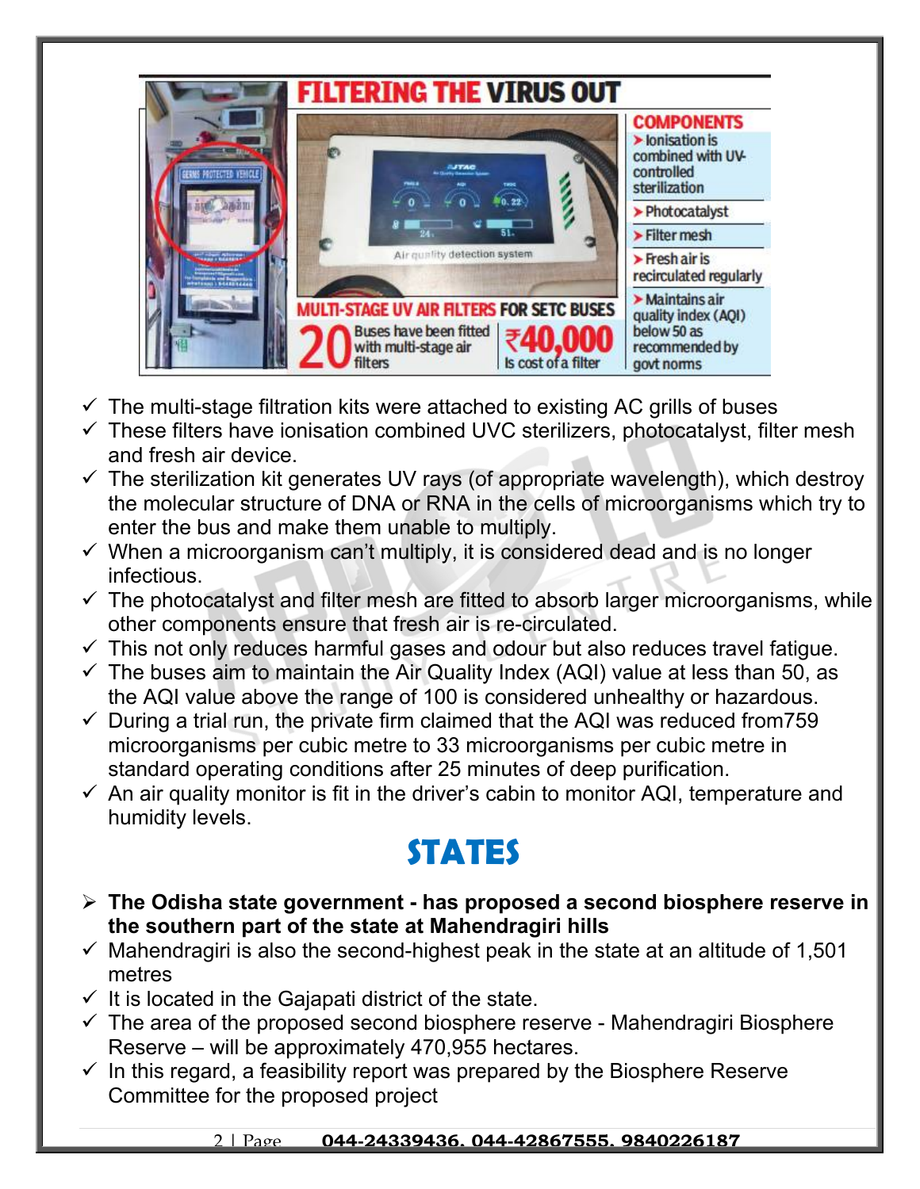## FILTERING THE VIRUS OUT

**COMPONENTS**

- Ionisation is combined with UV-controlled sterilization
- Photocatalyst
- Filter mesh
- Fresh air is recirculated regularly
- Maintains air quality index (AQI) below 50 as recommended by govt norms

**MULTI-STAGE UV AIR FILTERS FOR SETC BUSES**

**20** Buses have been fitted with multi-stage air filters

**₹40,000** Is cost of a filter

- ✓ The multi-stage filtration kits were attached to existing AC grills of buses
- ✓ These filters have ionisation combined UVC sterilizers, photocatalyst, filter mesh and fresh air device.
- ✓ The sterilization kit generates UV rays (of appropriate wavelength), which destroy the molecular structure of DNA or RNA in the cells of microorganisms which try to enter the bus and make them unable to multiply.
- ✓ When a microorganism can't multiply, it is considered dead and is no longer infectious.
- ✓ The photocatalyst and filter mesh are fitted to absorb larger microorganisms, while other components ensure that fresh air is re-circulated.
- ✓ This not only reduces harmful gases and odour but also reduces travel fatigue.
- ✓ The buses aim to maintain the Air Quality Index (AQI) value at less than 50, as the AQI value above the range of 100 is considered unhealthy or hazardous.
- ✓ During a trial run, the private firm claimed that the AQI was reduced from759 microorganisms per cubic metre to 33 microorganisms per cubic metre in standard operating conditions after 25 minutes of deep purification.
- ✓ An air quality monitor is fit in the driver's cabin to monitor AQI, temperature and humidity levels.

# STATES

- ➢ **The Odisha state government - has proposed a second biosphere reserve in the southern part of the state at Mahendragiri hills**
- ✓ Mahendragiri is also the second-highest peak in the state at an altitude of 1,501 metres
- ✓ It is located in the Gajapati district of the state.
- ✓ The area of the proposed second biosphere reserve - Mahendragiri Biosphere Reserve – will be approximately 470,955 hectares.
- ✓ In this regard, a feasibility report was prepared by the Biosphere Reserve Committee for the proposed project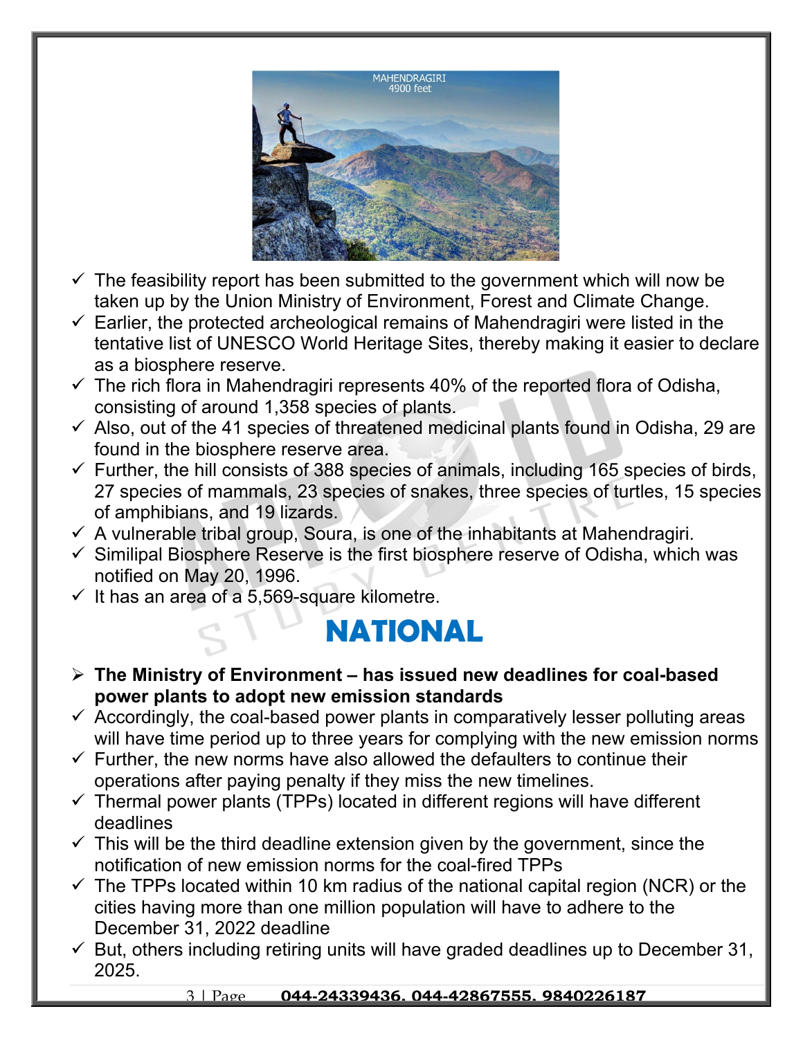- ✓ The feasibility report has been submitted to the government which will now be taken up by the Union Ministry of Environment, Forest and Climate Change.
- ✓ Earlier, the protected archeological remains of Mahendragiri were listed in the tentative list of UNESCO World Heritage Sites, thereby making it easier to declare as a biosphere reserve.
- ✓ The rich flora in Mahendragiri represents 40% of the reported flora of Odisha, consisting of around 1,358 species of plants.
- ✓ Also, out of the 41 species of threatened medicinal plants found in Odisha, 29 are found in the biosphere reserve area.
- ✓ Further, the hill consists of 388 species of animals, including 165 species of birds, 27 species of mammals, 23 species of snakes, three species of turtles, 15 species of amphibians, and 19 lizards.
- ✓ A vulnerable tribal group, Soura, is one of the inhabitants at Mahendragiri.
- ✓ Similipal Biosphere Reserve is the first biosphere reserve of Odisha, which was notified on May 20, 1996.
- ✓ It has an area of a 5,569-square kilometre.

# NATIONAL

- **The Ministry of Environment – has issued new deadlines for coal-based power plants to adopt new emission standards**
- ✓ Accordingly, the coal-based power plants in comparatively lesser polluting areas will have time period up to three years for complying with the new emission norms
- ✓ Further, the new norms have also allowed the defaulters to continue their operations after paying penalty if they miss the new timelines.
- ✓ Thermal power plants (TPPs) located in different regions will have different deadlines
- ✓ This will be the third deadline extension given by the government, since the notification of new emission norms for the coal-fired TPPs
- ✓ The TPPs located within 10 km radius of the national capital region (NCR) or the cities having more than one million population will have to adhere to the December 31, 2022 deadline
- ✓ But, others including retiring units will have graded deadlines up to December 31, 2025.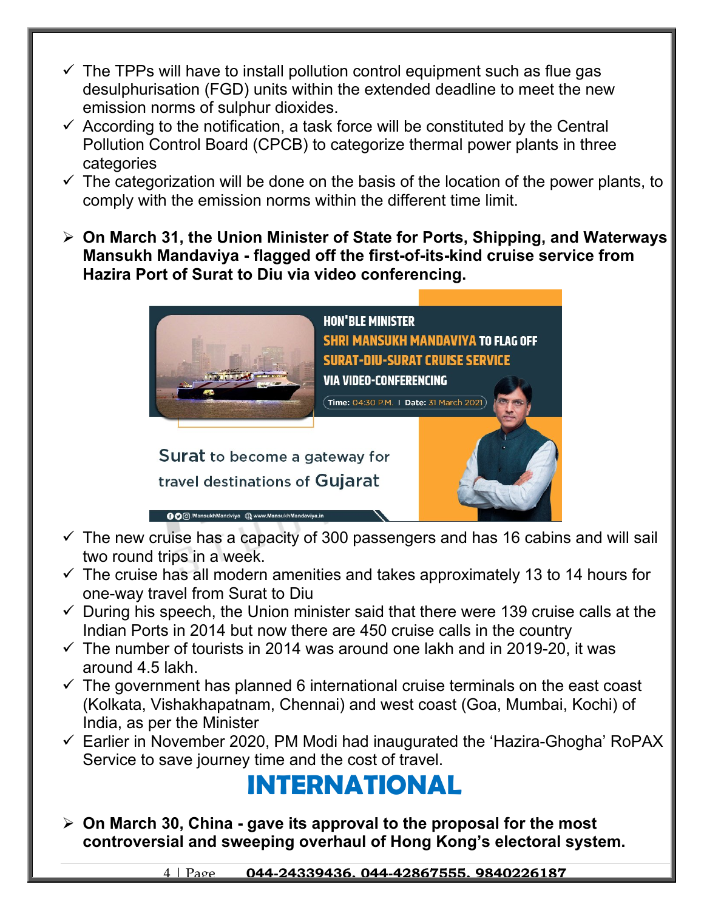- ✓ The TPPs will have to install pollution control equipment such as flue gas desulphurisation (FGD) units within the extended deadline to meet the new emission norms of sulphur dioxides.
- ✓ According to the notification, a task force will be constituted by the Central Pollution Control Board (CPCB) to categorize thermal power plants in three categories
- ✓ The categorization will be done on the basis of the location of the power plants, to comply with the emission norms within the different time limit.

➢ **On March 31, the Union Minister of State for Ports, Shipping, and Waterways Mansukh Mandaviya - flagged off the first-of-its-kind cruise service from Hazira Port of Surat to Diu via video conferencing.**

- ✓ The new cruise has a capacity of 300 passengers and has 16 cabins and will sail two round trips in a week.
- ✓ The cruise has all modern amenities and takes approximately 13 to 14 hours for one-way travel from Surat to Diu
- ✓ During his speech, the Union minister said that there were 139 cruise calls at the Indian Ports in 2014 but now there are 450 cruise calls in the country
- ✓ The number of tourists in 2014 was around one lakh and in 2019-20, it was around 4.5 lakh.
- ✓ The government has planned 6 international cruise terminals on the east coast (Kolkata, Vishakhapatnam, Chennai) and west coast (Goa, Mumbai, Kochi) of India, as per the Minister
- ✓ Earlier in November 2020, PM Modi had inaugurated the 'Hazira-Ghogha' RoPAX Service to save journey time and the cost of travel.

# INTERNATIONAL

➢ **On March 30, China - gave its approval to the proposal for the most controversial and sweeping overhaul of Hong Kong's electoral system.**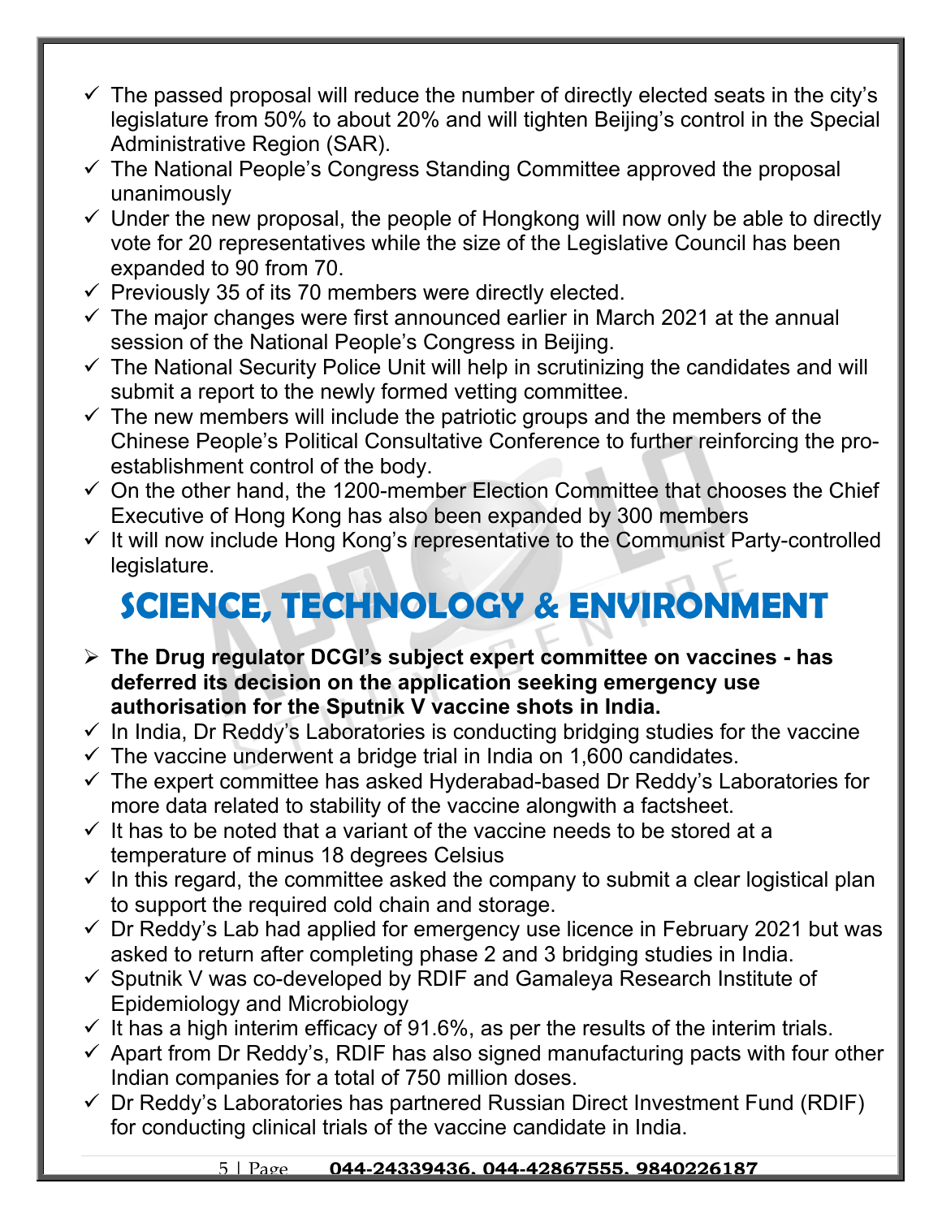- ✓ The passed proposal will reduce the number of directly elected seats in the city's legislature from 50% to about 20% and will tighten Beijing's control in the Special Administrative Region (SAR).
- ✓ The National People's Congress Standing Committee approved the proposal unanimously
- ✓ Under the new proposal, the people of Hongkong will now only be able to directly vote for 20 representatives while the size of the Legislative Council has been expanded to 90 from 70.
- ✓ Previously 35 of its 70 members were directly elected.
- ✓ The major changes were first announced earlier in March 2021 at the annual session of the National People's Congress in Beijing.
- ✓ The National Security Police Unit will help in scrutinizing the candidates and will submit a report to the newly formed vetting committee.
- ✓ The new members will include the patriotic groups and the members of the Chinese People's Political Consultative Conference to further reinforcing the pro-establishment control of the body.
- ✓ On the other hand, the 1200-member Election Committee that chooses the Chief Executive of Hong Kong has also been expanded by 300 members
- ✓ It will now include Hong Kong's representative to the Communist Party-controlled legislature.

# SCIENCE, TECHNOLOGY & ENVIRONMENT

- ➢ **The Drug regulator DCGI's subject expert committee on vaccines - has deferred its decision on the application seeking emergency use authorisation for the Sputnik V vaccine shots in India.**
- ✓ In India, Dr Reddy's Laboratories is conducting bridging studies for the vaccine
- ✓ The vaccine underwent a bridge trial in India on 1,600 candidates.
- ✓ The expert committee has asked Hyderabad-based Dr Reddy's Laboratories for more data related to stability of the vaccine alongwith a factsheet.
- ✓ It has to be noted that a variant of the vaccine needs to be stored at a temperature of minus 18 degrees Celsius
- ✓ In this regard, the committee asked the company to submit a clear logistical plan to support the required cold chain and storage.
- ✓ Dr Reddy's Lab had applied for emergency use licence in February 2021 but was asked to return after completing phase 2 and 3 bridging studies in India.
- ✓ Sputnik V was co-developed by RDIF and Gamaleya Research Institute of Epidemiology and Microbiology
- ✓ It has a high interim efficacy of 91.6%, as per the results of the interim trials.
- ✓ Apart from Dr Reddy's, RDIF has also signed manufacturing pacts with four other Indian companies for a total of 750 million doses.
- ✓ Dr Reddy's Laboratories has partnered Russian Direct Investment Fund (RDIF) for conducting clinical trials of the vaccine candidate in India.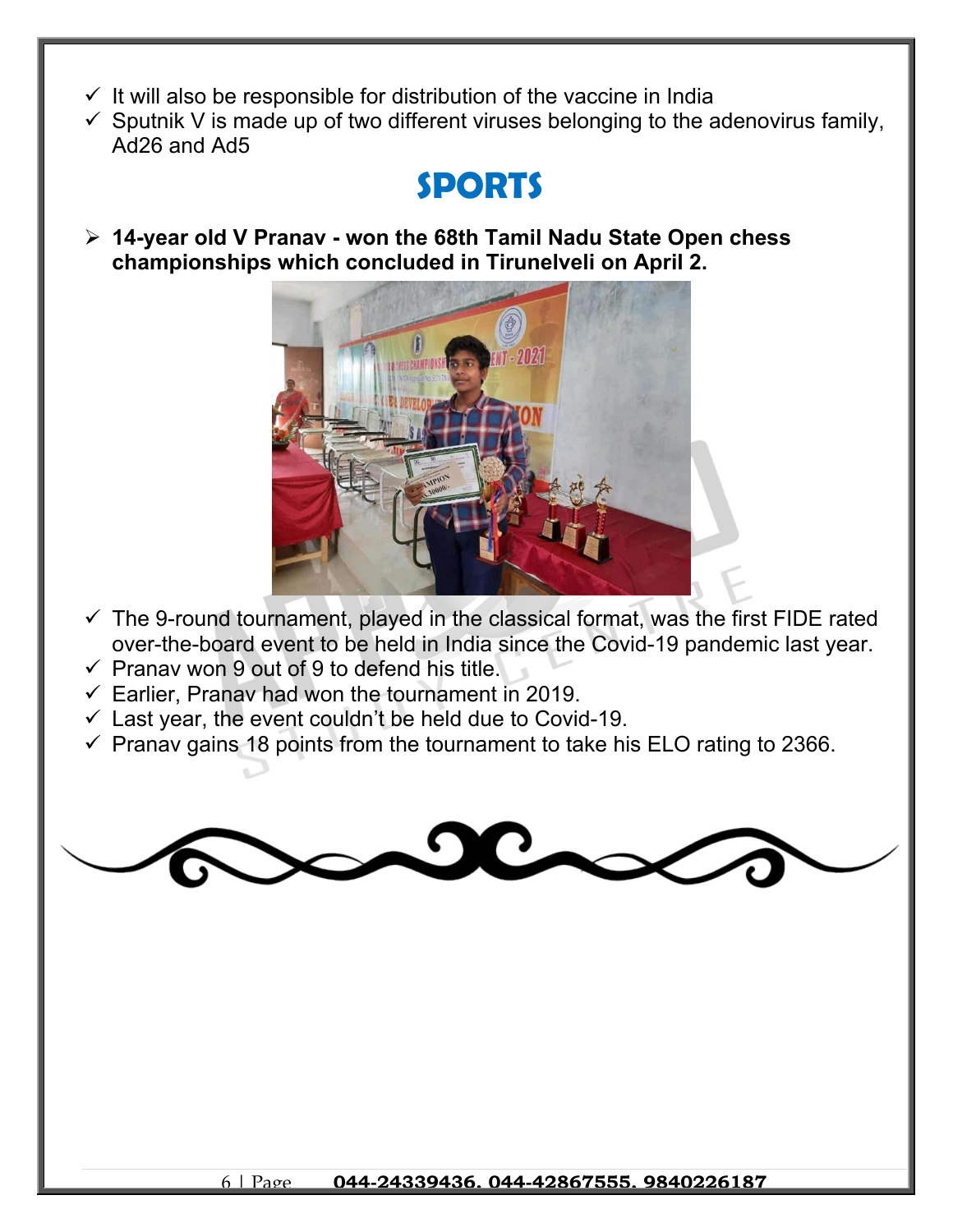- ✓ It will also be responsible for distribution of the vaccine in India
- ✓ Sputnik V is made up of two different viruses belonging to the adenovirus family, Ad26 and Ad5

# SPORTS

- **14-year old V Pranav - won the 68th Tamil Nadu State Open chess championships which concluded in Tirunelveli on April 2.**

- ✓ The 9-round tournament, played in the classical format, was the first FIDE rated over-the-board event to be held in India since the Covid-19 pandemic last year.
- ✓ Pranav won 9 out of 9 to defend his title.
- ✓ Earlier, Pranav had won the tournament in 2019.
- ✓ Last year, the event couldn't be held due to Covid-19.
- ✓ Pranav gains 18 points from the tournament to take his ELO rating to 2366.

044-24339436, 044-42867555, 9840226187